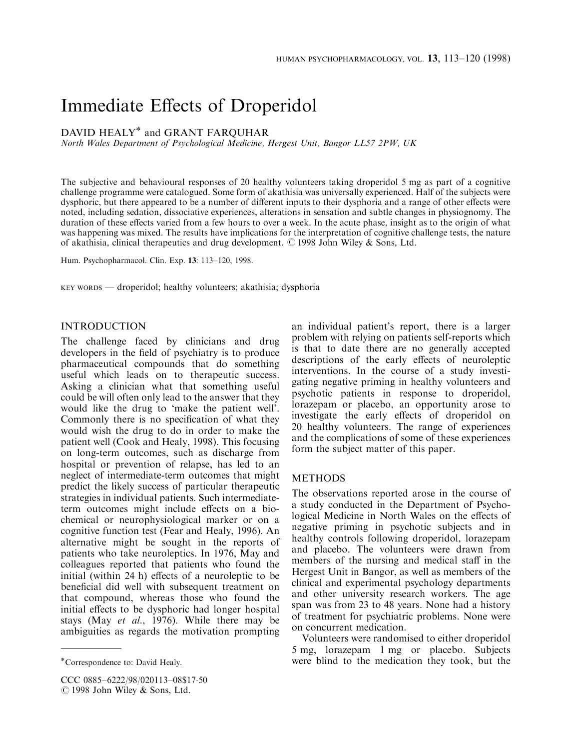# Immediate Effects of Droperidol

DAVID HEALY* and GRANT FARQUHAR

*North Wales Department of Psychological Medicine, Hergest Unit, Bangor LL57 2PW, UK*

The subjective and behavioural responses of 20 healthy volunteers taking droperidol 5 mg as part of a cognitive challenge programme were catalogued. Some form of akathisia was universally experienced. Half of the subjects were dysphoric, but there appeared to be a number of different inputs to their dysphoria and a range of other effects were noted, including sedation, dissociative experiences, alterations in sensation and subtle changes in physiognomy. The duration of these effects varied from a few hours to over a week. In the acute phase, insight as to the origin of what was happening was mixed. The results have implications for the interpretation of cognitive challenge tests, the nature of akathisia, clinical therapeutics and drug development. © 1998 John Wiley & Sons, Ltd.

Hum. Psychopharmacol. Clin. Exp. **13**: 113–120, 1998.

KEY WORDS — droperidol; healthy volunteers; akathisia; dysphoria

## INTRODUCTION

The challenge faced by clinicians and drug developers in the field of psychiatry is to produce pharmaceutical compounds that do something useful which leads on to therapeutic success. Asking a clinician what that something useful could be will often only lead to the answer that they would like the drug to 'make the patient well'. Commonly there is no specification of what they would wish the drug to do in order to make the patient well (Cook and Healy, 1998). This focusing on long-term outcomes, such as discharge from hospital or prevention of relapse, has led to an neglect of intermediate-term outcomes that might predict the likely success of particular therapeutic strategies in individual patients. Such intermediate-term outcomes might include effects on a biochemical or neurophysiological marker or on a cognitive function test (Fear and Healy, 1996). An alternative might be sought in the reports of patients who take neuroleptics. In 1976, May and colleagues reported that patients who found the initial (within 24 h) effects of a neuroleptic to be beneficial did well with subsequent treatment on that compound, whereas those who found the initial effects to be dysphoric had longer hospital stays (May *et al*., 1976). While there may be ambiguities as regards the motivation prompting an individual patient's report, there is a larger problem with relying on patients self-reports which is that to date there are no generally accepted descriptions of the early effects of neuroleptic interventions. In the course of a study investigating negative priming in healthy volunteers and psychotic patients in response to droperidol, lorazepam or placebo, an opportunity arose to investigate the early effects of droperidol on 20 healthy volunteers. The range of experiences and the complications of some of these experiences form the subject matter of this paper.

## METHODS

The observations reported arose in the course of a study conducted in the Department of Psychological Medicine in North Wales on the effects of negative priming in psychotic subjects and in healthy controls following droperidol, lorazepam and placebo. The volunteers were drawn from members of the nursing and medical staff in the Hergest Unit in Bangor, as well as members of the clinical and experimental psychology departments and other university research workers. The age span was from 23 to 48 years. None had a history of treatment for psychiatric problems. None were on concurrent medication.

Volunteers were randomised to either droperidol 5 mg, lorazepam 1 mg or placebo. Subjects were blind to the medication they took, but the

*Correspondence to: David Healy.

CCC 0885–6222/98/020113–08$17·50
© 1998 John Wiley & Sons, Ltd.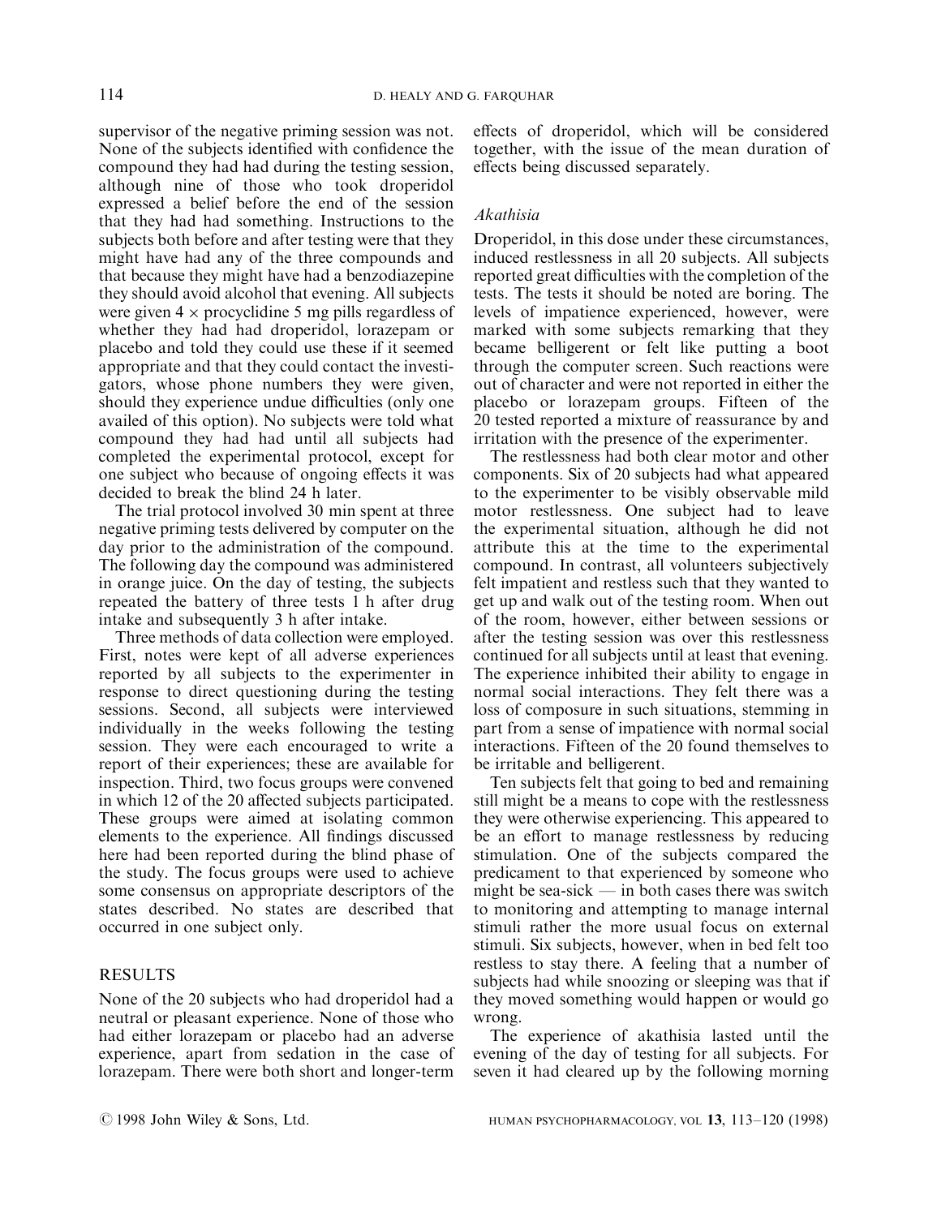supervisor of the negative priming session was not. None of the subjects identified with confidence the compound they had had during the testing session, although nine of those who took droperidol expressed a belief before the end of the session that they had had something. Instructions to the subjects both before and after testing were that they might have had any of the three compounds and that because they might have had a benzodiazepine they should avoid alcohol that evening. All subjects were given 4 × procyclidine 5 mg pills regardless of whether they had had droperidol, lorazepam or placebo and told they could use these if it seemed appropriate and that they could contact the investigators, whose phone numbers they were given, should they experience undue difficulties (only one availed of this option). No subjects were told what compound they had had until all subjects had completed the experimental protocol, except for one subject who because of ongoing effects it was decided to break the blind 24 h later.

The trial protocol involved 30 min spent at three negative priming tests delivered by computer on the day prior to the administration of the compound. The following day the compound was administered in orange juice. On the day of testing, the subjects repeated the battery of three tests 1 h after drug intake and subsequently 3 h after intake.

Three methods of data collection were employed. First, notes were kept of all adverse experiences reported by all subjects to the experimenter in response to direct questioning during the testing sessions. Second, all subjects were interviewed individually in the weeks following the testing session. They were each encouraged to write a report of their experiences; these are available for inspection. Third, two focus groups were convened in which 12 of the 20 affected subjects participated. These groups were aimed at isolating common elements to the experience. All findings discussed here had been reported during the blind phase of the study. The focus groups were used to achieve some consensus on appropriate descriptors of the states described. No states are described that occurred in one subject only.

## RESULTS

None of the 20 subjects who had droperidol had a neutral or pleasant experience. None of those who had either lorazepam or placebo had an adverse experience, apart from sedation in the case of lorazepam. There were both short and longer-term effects of droperidol, which will be considered together, with the issue of the mean duration of effects being discussed separately.

### *Akathisia*

Droperidol, in this dose under these circumstances, induced restlessness in all 20 subjects. All subjects reported great difficulties with the completion of the tests. The tests it should be noted are boring. The levels of impatience experienced, however, were marked with some subjects remarking that they became belligerent or felt like putting a boot through the computer screen. Such reactions were out of character and were not reported in either the placebo or lorazepam groups. Fifteen of the 20 tested reported a mixture of reassurance by and irritation with the presence of the experimenter.

The restlessness had both clear motor and other components. Six of 20 subjects had what appeared to the experimenter to be visibly observable mild motor restlessness. One subject had to leave the experimental situation, although he did not attribute this at the time to the experimental compound. In contrast, all volunteers subjectively felt impatient and restless such that they wanted to get up and walk out of the testing room. When out of the room, however, either between sessions or after the testing session was over this restlessness continued for all subjects until at least that evening. The experience inhibited their ability to engage in normal social interactions. They felt there was a loss of composure in such situations, stemming in part from a sense of impatience with normal social interactions. Fifteen of the 20 found themselves to be irritable and belligerent.

Ten subjects felt that going to bed and remaining still might be a means to cope with the restlessness they were otherwise experiencing. This appeared to be an effort to manage restlessness by reducing stimulation. One of the subjects compared the predicament to that experienced by someone who might be sea-sick — in both cases there was switch to monitoring and attempting to manage internal stimuli rather the more usual focus on external stimuli. Six subjects, however, when in bed felt too restless to stay there. A feeling that a number of subjects had while snoozing or sleeping was that if they moved something would happen or would go wrong.

The experience of akathisia lasted until the evening of the day of testing for all subjects. For seven it had cleared up by the following morning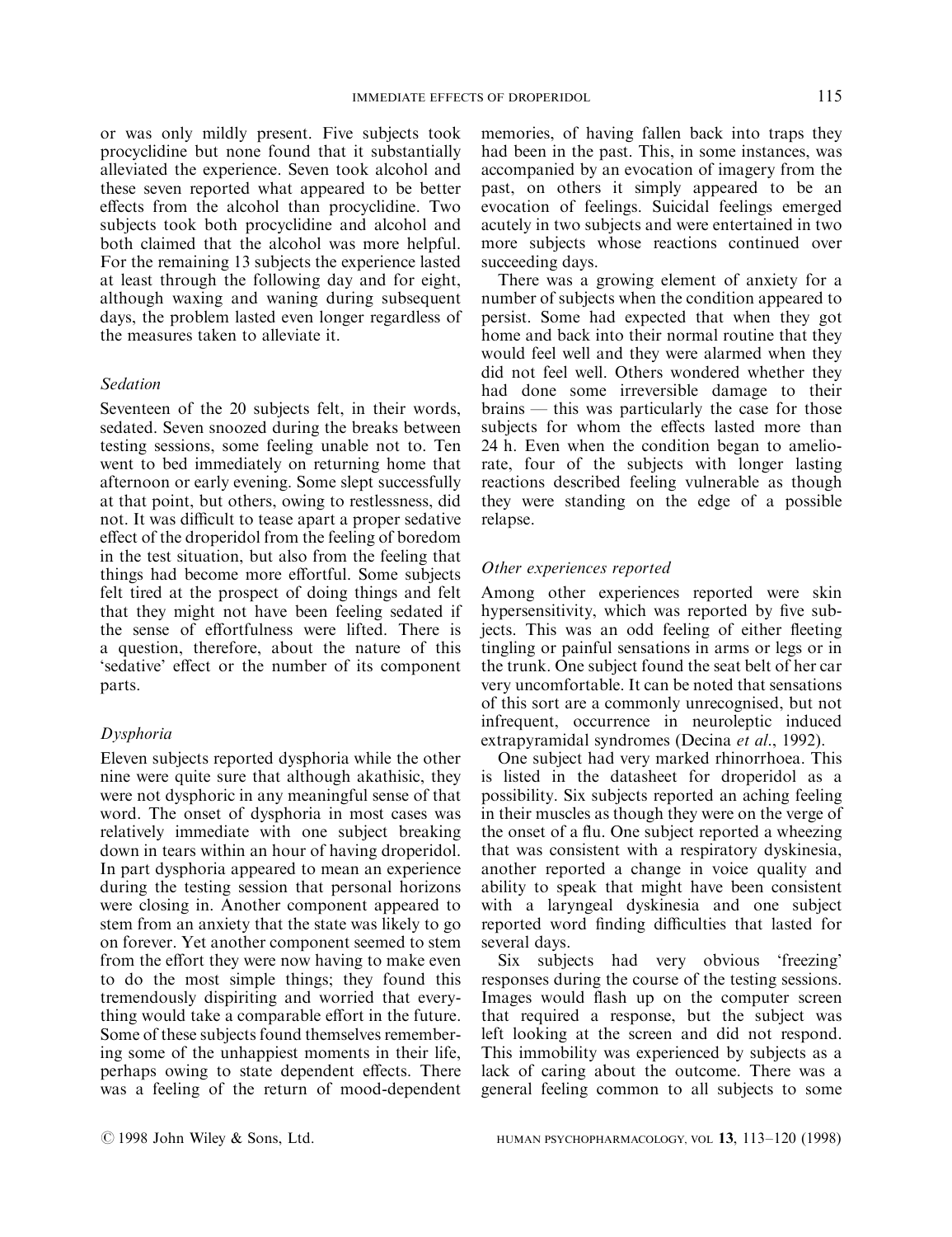or was only mildly present. Five subjects took procyclidine but none found that it substantially alleviated the experience. Seven took alcohol and these seven reported what appeared to be better effects from the alcohol than procyclidine. Two subjects took both procyclidine and alcohol and both claimed that the alcohol was more helpful. For the remaining 13 subjects the experience lasted at least through the following day and for eight, although waxing and waning during subsequent days, the problem lasted even longer regardless of the measures taken to alleviate it.

### *Sedation*

Seventeen of the 20 subjects felt, in their words, sedated. Seven snoozed during the breaks between testing sessions, some feeling unable not to. Ten went to bed immediately on returning home that afternoon or early evening. Some slept successfully at that point, but others, owing to restlessness, did not. It was difficult to tease apart a proper sedative effect of the droperidol from the feeling of boredom in the test situation, but also from the feeling that things had become more effortful. Some subjects felt tired at the prospect of doing things and felt that they might not have been feeling sedated if the sense of effortfulness were lifted. There is a question, therefore, about the nature of this 'sedative' effect or the number of its component parts.

### *Dysphoria*

Eleven subjects reported dysphoria while the other nine were quite sure that although akathisic, they were not dysphoric in any meaningful sense of that word. The onset of dysphoria in most cases was relatively immediate with one subject breaking down in tears within an hour of having droperidol. In part dysphoria appeared to mean an experience during the testing session that personal horizons were closing in. Another component appeared to stem from an anxiety that the state was likely to go on forever. Yet another component seemed to stem from the effort they were now having to make even to do the most simple things; they found this tremendously dispiriting and worried that everything would take a comparable effort in the future. Some of these subjects found themselves remembering some of the unhappiest moments in their life, perhaps owing to state dependent effects. There was a feeling of the return of mood-dependent memories, of having fallen back into traps they had been in the past. This, in some instances, was accompanied by an evocation of imagery from the past, on others it simply appeared to be an evocation of feelings. Suicidal feelings emerged acutely in two subjects and were entertained in two more subjects whose reactions continued over succeeding days.

There was a growing element of anxiety for a number of subjects when the condition appeared to persist. Some had expected that when they got home and back into their normal routine that they would feel well and they were alarmed when they did not feel well. Others wondered whether they had done some irreversible damage to their brains — this was particularly the case for those subjects for whom the effects lasted more than 24 h. Even when the condition began to ameliorate, four of the subjects with longer lasting reactions described feeling vulnerable as though they were standing on the edge of a possible relapse.

### *Other experiences reported*

Among other experiences reported were skin hypersensitivity, which was reported by five subjects. This was an odd feeling of either fleeting tingling or painful sensations in arms or legs or in the trunk. One subject found the seat belt of her car very uncomfortable. It can be noted that sensations of this sort are a commonly unrecognised, but not infrequent, occurrence in neuroleptic induced extrapyramidal syndromes (Decina *et al*., 1992).

One subject had very marked rhinorrhoea. This is listed in the datasheet for droperidol as a possibility. Six subjects reported an aching feeling in their muscles as though they were on the verge of the onset of a flu. One subject reported a wheezing that was consistent with a respiratory dyskinesia, another reported a change in voice quality and ability to speak that might have been consistent with a laryngeal dyskinesia and one subject reported word finding difficulties that lasted for several days.

Six subjects had very obvious 'freezing' responses during the course of the testing sessions. Images would flash up on the computer screen that required a response, but the subject was left looking at the screen and did not respond. This immobility was experienced by subjects as a lack of caring about the outcome. There was a general feeling common to all subjects to some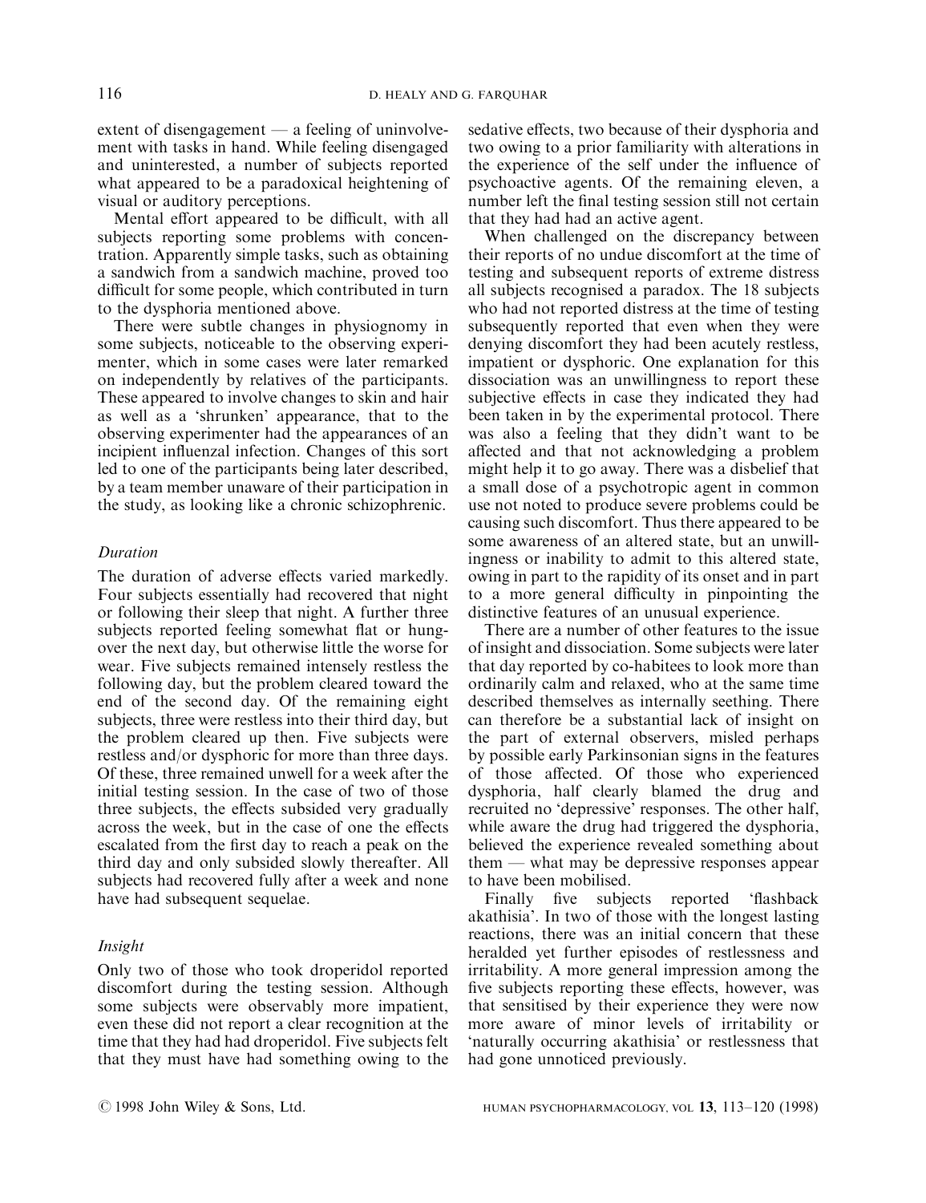extent of disengagement — a feeling of uninvolvement with tasks in hand. While feeling disengaged and uninterested, a number of subjects reported what appeared to be a paradoxical heightening of visual or auditory perceptions.

Mental effort appeared to be difficult, with all subjects reporting some problems with concentration. Apparently simple tasks, such as obtaining a sandwich from a sandwich machine, proved too difficult for some people, which contributed in turn to the dysphoria mentioned above.

There were subtle changes in physiognomy in some subjects, noticeable to the observing experimenter, which in some cases were later remarked on independently by relatives of the participants. These appeared to involve changes to skin and hair as well as a 'shrunken' appearance, that to the observing experimenter had the appearances of an incipient influenzal infection. Changes of this sort led to one of the participants being later described, by a team member unaware of their participation in the study, as looking like a chronic schizophrenic.

### *Duration*

The duration of adverse effects varied markedly. Four subjects essentially had recovered that night or following their sleep that night. A further three subjects reported feeling somewhat flat or hungover the next day, but otherwise little the worse for wear. Five subjects remained intensely restless the following day, but the problem cleared toward the end of the second day. Of the remaining eight subjects, three were restless into their third day, but the problem cleared up then. Five subjects were restless and/or dysphoric for more than three days. Of these, three remained unwell for a week after the initial testing session. In the case of two of those three subjects, the effects subsided very gradually across the week, but in the case of one the effects escalated from the first day to reach a peak on the third day and only subsided slowly thereafter. All subjects had recovered fully after a week and none have had subsequent sequelae.

### *Insight*

Only two of those who took droperidol reported discomfort during the testing session. Although some subjects were observably more impatient, even these did not report a clear recognition at the time that they had had droperidol. Five subjects felt that they must have had something owing to the sedative effects, two because of their dysphoria and two owing to a prior familiarity with alterations in the experience of the self under the influence of psychoactive agents. Of the remaining eleven, a number left the final testing session still not certain that they had had an active agent.

When challenged on the discrepancy between their reports of no undue discomfort at the time of testing and subsequent reports of extreme distress all subjects recognised a paradox. The 18 subjects who had not reported distress at the time of testing subsequently reported that even when they were denying discomfort they had been acutely restless, impatient or dysphoric. One explanation for this dissociation was an unwillingness to report these subjective effects in case they indicated they had been taken in by the experimental protocol. There was also a feeling that they didn't want to be affected and that not acknowledging a problem might help it to go away. There was a disbelief that a small dose of a psychotropic agent in common use not noted to produce severe problems could be causing such discomfort. Thus there appeared to be some awareness of an altered state, but an unwillingness or inability to admit to this altered state, owing in part to the rapidity of its onset and in part to a more general difficulty in pinpointing the distinctive features of an unusual experience.

There are a number of other features to the issue of insight and dissociation. Some subjects were later that day reported by co-habitees to look more than ordinarily calm and relaxed, who at the same time described themselves as internally seething. There can therefore be a substantial lack of insight on the part of external observers, misled perhaps by possible early Parkinsonian signs in the features of those affected. Of those who experienced dysphoria, half clearly blamed the drug and recruited no 'depressive' responses. The other half, while aware the drug had triggered the dysphoria, believed the experience revealed something about them — what may be depressive responses appear to have been mobilised.

Finally five subjects reported 'flashback akathisia'. In two of those with the longest lasting reactions, there was an initial concern that these heralded yet further episodes of restlessness and irritability. A more general impression among the five subjects reporting these effects, however, was that sensitised by their experience they were now more aware of minor levels of irritability or 'naturally occurring akathisia' or restlessness that had gone unnoticed previously.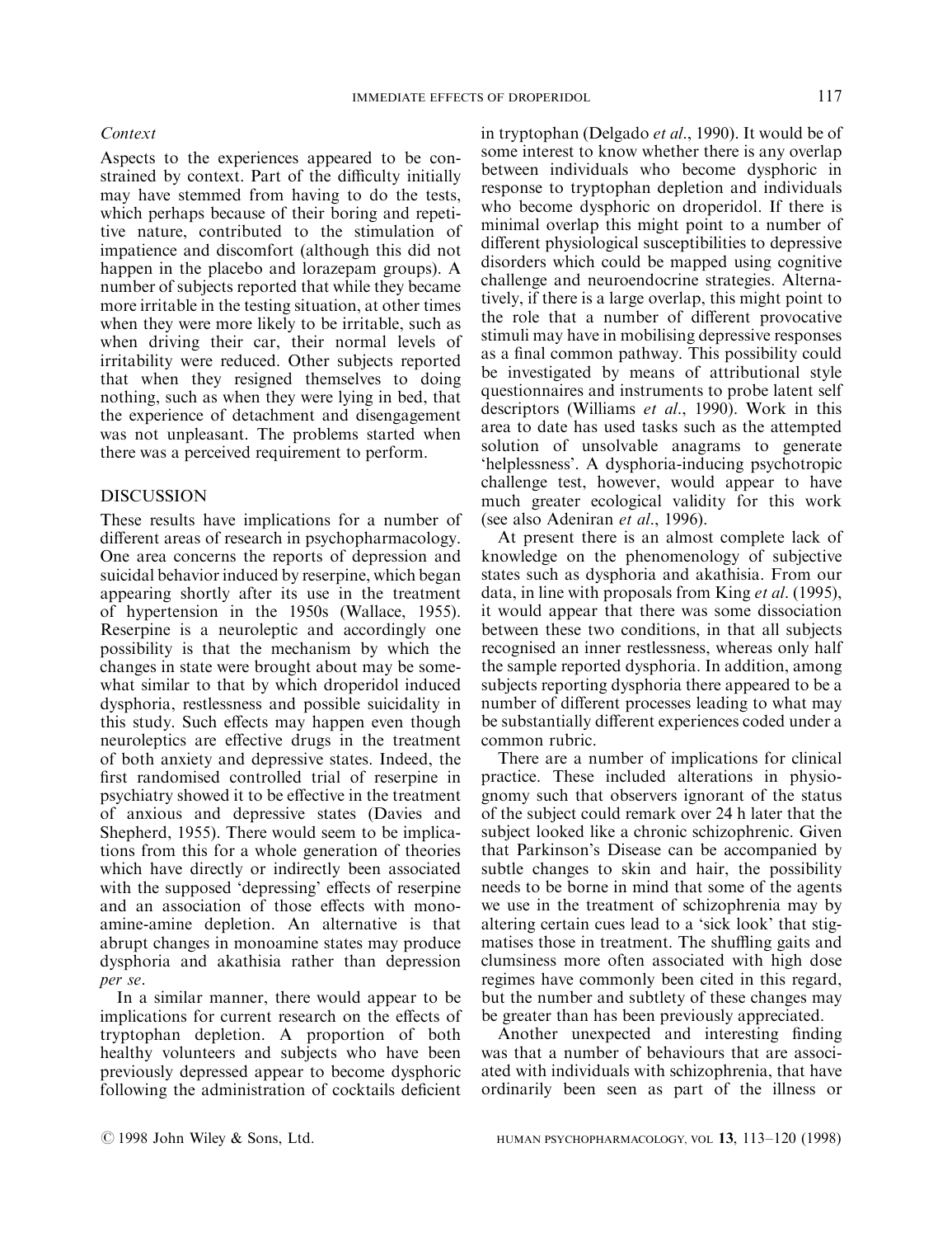*Context*

Aspects to the experiences appeared to be constrained by context. Part of the difficulty initially may have stemmed from having to do the tests, which perhaps because of their boring and repetitive nature, contributed to the stimulation of impatience and discomfort (although this did not happen in the placebo and lorazepam groups). A number of subjects reported that while they became more irritable in the testing situation, at other times when they were more likely to be irritable, such as when driving their car, their normal levels of irritability were reduced. Other subjects reported that when they resigned themselves to doing nothing, such as when they were lying in bed, that the experience of detachment and disengagement was not unpleasant. The problems started when there was a perceived requirement to perform.

## DISCUSSION

These results have implications for a number of different areas of research in psychopharmacology. One area concerns the reports of depression and suicidal behavior induced by reserpine, which began appearing shortly after its use in the treatment of hypertension in the 1950s (Wallace, 1955). Reserpine is a neuroleptic and accordingly one possibility is that the mechanism by which the changes in state were brought about may be somewhat similar to that by which droperidol induced dysphoria, restlessness and possible suicidality in this study. Such effects may happen even though neuroleptics are effective drugs in the treatment of both anxiety and depressive states. Indeed, the first randomised controlled trial of reserpine in psychiatry showed it to be effective in the treatment of anxious and depressive states (Davies and Shepherd, 1955). There would seem to be implications from this for a whole generation of theories which have directly or indirectly been associated with the supposed 'depressing' effects of reserpine and an association of those effects with mono-amine-amine depletion. An alternative is that abrupt changes in monoamine states may produce dysphoria and akathisia rather than depression *per se*.

In a similar manner, there would appear to be implications for current research on the effects of tryptophan depletion. A proportion of both healthy volunteers and subjects who have been previously depressed appear to become dysphoric following the administration of cocktails deficient in tryptophan (Delgado *et al.*, 1990). It would be of some interest to know whether there is any overlap between individuals who become dysphoric in response to tryptophan depletion and individuals who become dysphoric on droperidol. If there is minimal overlap this might point to a number of different physiological susceptibilities to depressive disorders which could be mapped using cognitive challenge and neuroendocrine strategies. Alternatively, if there is a large overlap, this might point to the role that a number of different provocative stimuli may have in mobilising depressive responses as a final common pathway. This possibility could be investigated by means of attributional style questionnaires and instruments to probe latent self descriptors (Williams *et al.*, 1990). Work in this area to date has used tasks such as the attempted solution of unsolvable anagrams to generate 'helplessness'. A dysphoria-inducing psychotropic challenge test, however, would appear to have much greater ecological validity for this work (see also Adeniran *et al.*, 1996).

At present there is an almost complete lack of knowledge on the phenomenology of subjective states such as dysphoria and akathisia. From our data, in line with proposals from King *et al.* (1995), it would appear that there was some dissociation between these two conditions, in that all subjects recognised an inner restlessness, whereas only half the sample reported dysphoria. In addition, among subjects reporting dysphoria there appeared to be a number of different processes leading to what may be substantially different experiences coded under a common rubric.

There are a number of implications for clinical practice. These included alterations in physiognomy such that observers ignorant of the status of the subject could remark over 24 h later that the subject looked like a chronic schizophrenic. Given that Parkinson's Disease can be accompanied by subtle changes to skin and hair, the possibility needs to be borne in mind that some of the agents we use in the treatment of schizophrenia may by altering certain cues lead to a 'sick look' that stigmatises those in treatment. The shuffling gaits and clumsiness more often associated with high dose regimes have commonly been cited in this regard, but the number and subtlety of these changes may be greater than has been previously appreciated.

Another unexpected and interesting finding was that a number of behaviours that are associated with individuals with schizophrenia, that have ordinarily been seen as part of the illness or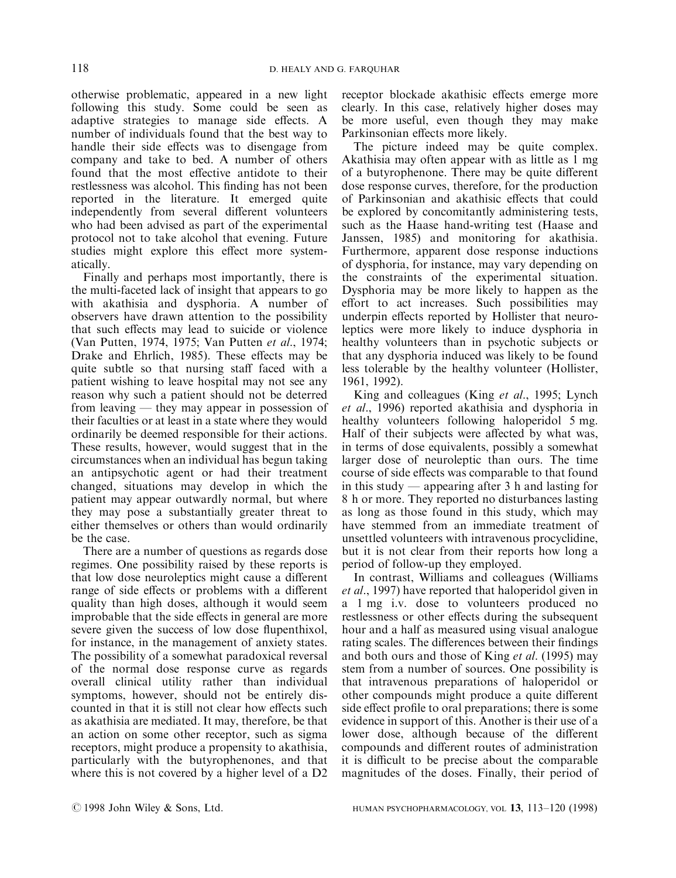otherwise problematic, appeared in a new light following this study. Some could be seen as adaptive strategies to manage side effects. A number of individuals found that the best way to handle their side effects was to disengage from company and take to bed. A number of others found that the most effective antidote to their restlessness was alcohol. This finding has not been reported in the literature. It emerged quite independently from several different volunteers who had been advised as part of the experimental protocol not to take alcohol that evening. Future studies might explore this effect more systematically.

Finally and perhaps most importantly, there is the multi-faceted lack of insight that appears to go with akathisia and dysphoria. A number of observers have drawn attention to the possibility that such effects may lead to suicide or violence (Van Putten, 1974, 1975; Van Putten *et al.*, 1974; Drake and Ehrlich, 1985). These effects may be quite subtle so that nursing staff faced with a patient wishing to leave hospital may not see any reason why such a patient should not be deterred from leaving — they may appear in possession of their faculties or at least in a state where they would ordinarily be deemed responsible for their actions. These results, however, would suggest that in the circumstances when an individual has begun taking an antipsychotic agent or had their treatment changed, situations may develop in which the patient may appear outwardly normal, but where they may pose a substantially greater threat to either themselves or others than would ordinarily be the case.

There are a number of questions as regards dose regimes. One possibility raised by these reports is that low dose neuroleptics might cause a different range of side effects or problems with a different quality than high doses, although it would seem improbable that the side effects in general are more severe given the success of low dose flupenthixol, for instance, in the management of anxiety states. The possibility of a somewhat paradoxical reversal of the normal dose response curve as regards overall clinical utility rather than individual symptoms, however, should not be entirely discounted in that it is still not clear how effects such as akathisia are mediated. It may, therefore, be that an action on some other receptor, such as sigma receptors, might produce a propensity to akathisia, particularly with the butyrophenones, and that where this is not covered by a higher level of a D2 receptor blockade akathisic effects emerge more clearly. In this case, relatively higher doses may be more useful, even though they may make Parkinsonian effects more likely.

The picture indeed may be quite complex. Akathisia may often appear with as little as 1 mg of a butyrophenone. There may be quite different dose response curves, therefore, for the production of Parkinsonian and akathisic effects that could be explored by concomitantly administering tests, such as the Haase hand-writing test (Haase and Janssen, 1985) and monitoring for akathisia. Furthermore, apparent dose response inductions of dysphoria, for instance, may vary depending on the constraints of the experimental situation. Dysphoria may be more likely to happen as the effort to act increases. Such possibilities may underpin effects reported by Hollister that neuroleptics were more likely to induce dysphoria in healthy volunteers than in psychotic subjects or that any dysphoria induced was likely to be found less tolerable by the healthy volunteer (Hollister, 1961, 1992).

King and colleagues (King *et al.*, 1995; Lynch *et al.*, 1996) reported akathisia and dysphoria in healthy volunteers following haloperidol 5 mg. Half of their subjects were affected by what was, in terms of dose equivalents, possibly a somewhat larger dose of neuroleptic than ours. The time course of side effects was comparable to that found in this study — appearing after 3 h and lasting for 8 h or more. They reported no disturbances lasting as long as those found in this study, which may have stemmed from an immediate treatment of unsettled volunteers with intravenous procyclidine, but it is not clear from their reports how long a period of follow-up they employed.

In contrast, Williams and colleagues (Williams *et al.*, 1997) have reported that haloperidol given in a 1 mg i.v. dose to volunteers produced no restlessness or other effects during the subsequent hour and a half as measured using visual analogue rating scales. The differences between their findings and both ours and those of King *et al.* (1995) may stem from a number of sources. One possibility is that intravenous preparations of haloperidol or other compounds might produce a quite different side effect profile to oral preparations; there is some evidence in support of this. Another is their use of a lower dose, although because of the different compounds and different routes of administration it is difficult to be precise about the comparable magnitudes of the doses. Finally, their period of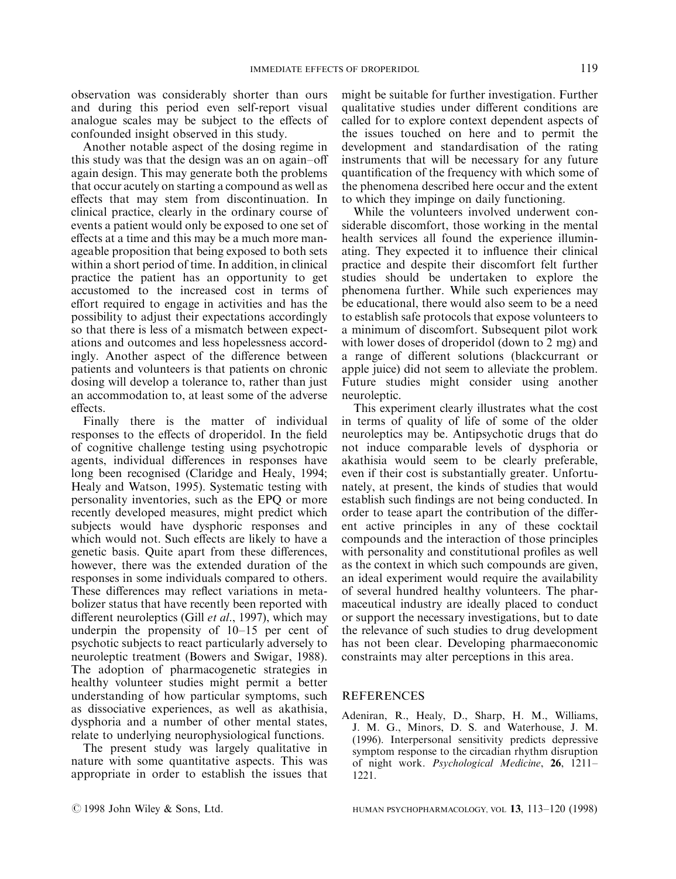observation was considerably shorter than ours and during this period even self-report visual analogue scales may be subject to the effects of confounded insight observed in this study.

Another notable aspect of the dosing regime in this study was that the design was an on again–off again design. This may generate both the problems that occur acutely on starting a compound as well as effects that may stem from discontinuation. In clinical practice, clearly in the ordinary course of events a patient would only be exposed to one set of effects at a time and this may be a much more manageable proposition that being exposed to both sets within a short period of time. In addition, in clinical practice the patient has an opportunity to get accustomed to the increased cost in terms of effort required to engage in activities and has the possibility to adjust their expectations accordingly so that there is less of a mismatch between expectations and outcomes and less hopelessness accordingly. Another aspect of the difference between patients and volunteers is that patients on chronic dosing will develop a tolerance to, rather than just an accommodation to, at least some of the adverse effects.

Finally there is the matter of individual responses to the effects of droperidol. In the field of cognitive challenge testing using psychotropic agents, individual differences in responses have long been recognised (Claridge and Healy, 1994; Healy and Watson, 1995). Systematic testing with personality inventories, such as the EPQ or more recently developed measures, might predict which subjects would have dysphoric responses and which would not. Such effects are likely to have a genetic basis. Quite apart from these differences, however, there was the extended duration of the responses in some individuals compared to others. These differences may reflect variations in metabolizer status that have recently been reported with different neuroleptics (Gill *et al*., 1997), which may underpin the propensity of 10–15 per cent of psychotic subjects to react particularly adversely to neuroleptic treatment (Bowers and Swigar, 1988). The adoption of pharmacogenetic strategies in healthy volunteer studies might permit a better understanding of how particular symptoms, such as dissociative experiences, as well as akathisia, dysphoria and a number of other mental states, relate to underlying neurophysiological functions.

The present study was largely qualitative in nature with some quantitative aspects. This was appropriate in order to establish the issues that might be suitable for further investigation. Further qualitative studies under different conditions are called for to explore context dependent aspects of the issues touched on here and to permit the development and standardisation of the rating instruments that will be necessary for any future quantification of the frequency with which some of the phenomena described here occur and the extent to which they impinge on daily functioning.

While the volunteers involved underwent considerable discomfort, those working in the mental health services all found the experience illuminating. They expected it to influence their clinical practice and despite their discomfort felt further studies should be undertaken to explore the phenomena further. While such experiences may be educational, there would also seem to be a need to establish safe protocols that expose volunteers to a minimum of discomfort. Subsequent pilot work with lower doses of droperidol (down to 2 mg) and a range of different solutions (blackcurrant or apple juice) did not seem to alleviate the problem. Future studies might consider using another neuroleptic.

This experiment clearly illustrates what the cost in terms of quality of life of some of the older neuroleptics may be. Antipsychotic drugs that do not induce comparable levels of dysphoria or akathisia would seem to be clearly preferable, even if their cost is substantially greater. Unfortunately, at present, the kinds of studies that would establish such findings are not being conducted. In order to tease apart the contribution of the different active principles in any of these cocktail compounds and the interaction of those principles with personality and constitutional profiles as well as the context in which such compounds are given, an ideal experiment would require the availability of several hundred healthy volunteers. The pharmaceutical industry are ideally placed to conduct or support the necessary investigations, but to date the relevance of such studies to drug development has not been clear. Developing pharmaeconomic constraints may alter perceptions in this area.

## REFERENCES

Adeniran, R., Healy, D., Sharp, H. M., Williams, J. M. G., Minors, D. S. and Waterhouse, J. M. (1996). Interpersonal sensitivity predicts depressive symptom response to the circadian rhythm disruption of night work. *Psychological Medicine*, **26**, 1211–1221.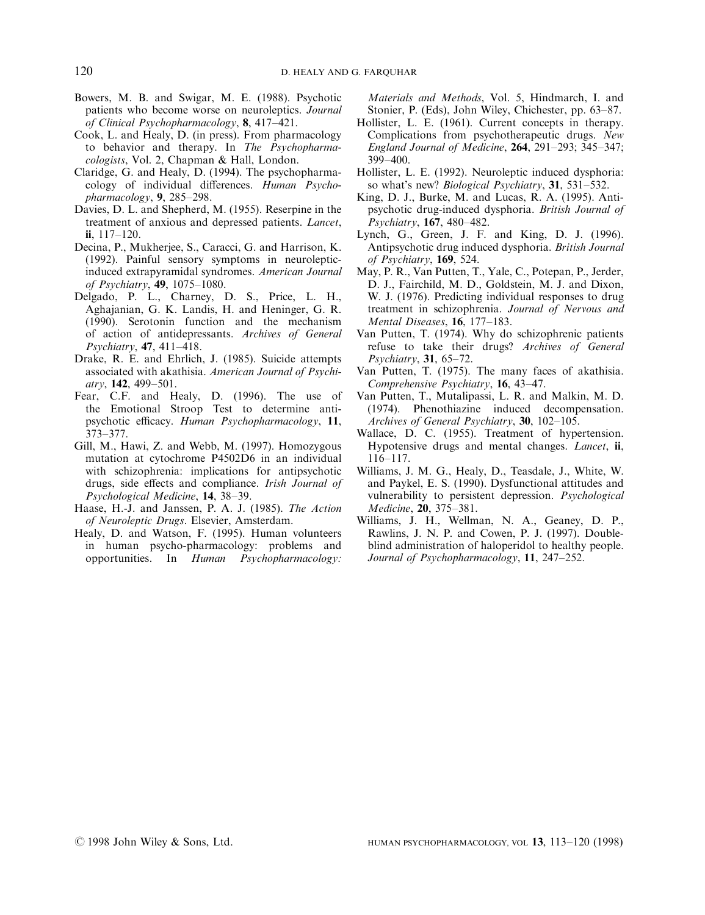Bowers, M. B. and Swigar, M. E. (1988). Psychotic patients who become worse on neuroleptics. *Journal of Clinical Psychopharmacology*, **8**, 417–421.

Cook, L. and Healy, D. (in press). From pharmacology to behavior and therapy. In *The Psychopharmacologists*, Vol. 2, Chapman & Hall, London.

Claridge, G. and Healy, D. (1994). The psychopharmacology of individual differences. *Human Psychopharmacology*, **9**, 285–298.

Davies, D. L. and Shepherd, M. (1955). Reserpine in the treatment of anxious and depressed patients. *Lancet*, **ii**, 117–120.

Decina, P., Mukherjee, S., Caracci, G. and Harrison, K. (1992). Painful sensory symptoms in neuroleptic-induced extrapyramidal syndromes. *American Journal of Psychiatry*, **49**, 1075–1080.

Delgado, P. L., Charney, D. S., Price, L. H., Aghajanian, G. K. Landis, H. and Heninger, G. R. (1990). Serotonin function and the mechanism of action of antidepressants. *Archives of General Psychiatry*, **47**, 411–418.

Drake, R. E. and Ehrlich, J. (1985). Suicide attempts associated with akathisia. *American Journal of Psychiatry*, **142**, 499–501.

Fear, C.F. and Healy, D. (1996). The use of the Emotional Stroop Test to determine antipsychotic efficacy. *Human Psychopharmacology*, **11**, 373–377.

Gill, M., Hawi, Z. and Webb, M. (1997). Homozygous mutation at cytochrome P4502D6 in an individual with schizophrenia: implications for antipsychotic drugs, side effects and compliance. *Irish Journal of Psychological Medicine*, **14**, 38–39.

Haase, H.-J. and Janssen, P. A. J. (1985). *The Action of Neuroleptic Drugs*. Elsevier, Amsterdam.

Healy, D. and Watson, F. (1995). Human volunteers in human psycho-pharmacology: problems and opportunities. In *Human Psychopharmacology: Materials and Methods*, Vol. 5, Hindmarch, I. and Stonier, P. (Eds), John Wiley, Chichester, pp. 63–87.

Hollister, L. E. (1961). Current concepts in therapy. Complications from psychotherapeutic drugs. *New England Journal of Medicine*, **264**, 291–293; 345–347; 399–400.

Hollister, L. E. (1992). Neuroleptic induced dysphoria: so what's new? *Biological Psychiatry*, **31**, 531–532.

King, D. J., Burke, M. and Lucas, R. A. (1995). Antipsychotic drug-induced dysphoria. *British Journal of Psychiatry*, **167**, 480–482.

Lynch, G., Green, J. F. and King, D. J. (1996). Antipsychotic drug induced dysphoria. *British Journal of Psychiatry*, **169**, 524.

May, P. R., Van Putten, T., Yale, C., Potepan, P., Jerder, D. J., Fairchild, M. D., Goldstein, M. J. and Dixon, W. J. (1976). Predicting individual responses to drug treatment in schizophrenia. *Journal of Nervous and Mental Diseases*, **16**, 177–183.

Van Putten, T. (1974). Why do schizophrenic patients refuse to take their drugs? *Archives of General Psychiatry*, **31**, 65–72.

Van Putten, T. (1975). The many faces of akathisia. *Comprehensive Psychiatry*, **16**, 43–47.

Van Putten, T., Mutalipassi, L. R. and Malkin, M. D. (1974). Phenothiazine induced decompensation. *Archives of General Psychiatry*, **30**, 102–105.

Wallace, D. C. (1955). Treatment of hypertension. Hypotensive drugs and mental changes. *Lancet*, **ii**, 116–117.

Williams, J. M. G., Healy, D., Teasdale, J., White, W. and Paykel, E. S. (1990). Dysfunctional attitudes and vulnerability to persistent depression. *Psychological Medicine*, **20**, 375–381.

Williams, J. H., Wellman, N. A., Geaney, D. P., Rawlins, J. N. P. and Cowen, P. J. (1997). Double-blind administration of haloperidol to healthy people. *Journal of Psychopharmacology*, **11**, 247–252.